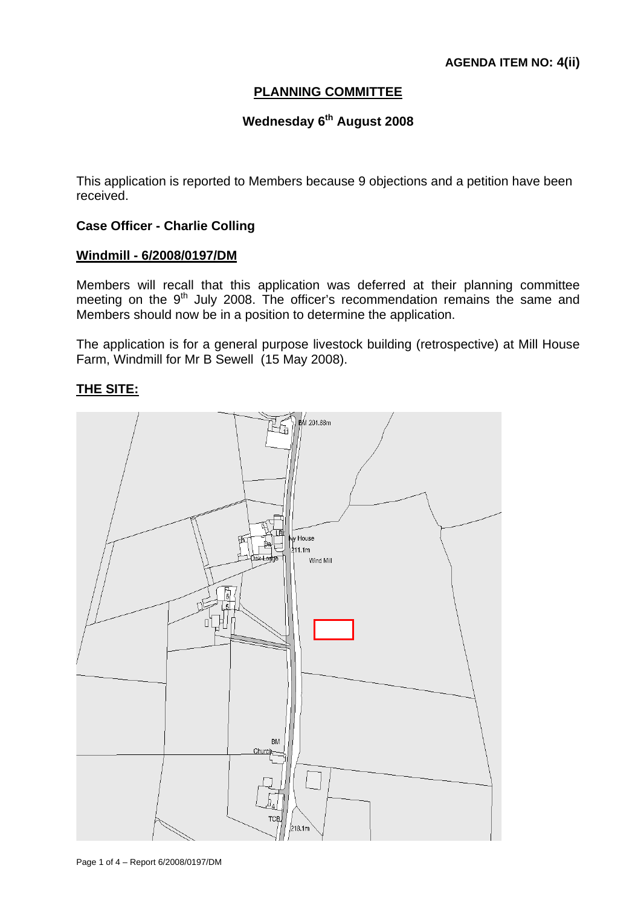**AGENDA ITEM NO: 4(ii)**

# PLANNING COMMITTEE

## Wednesday 6th August 2008

This application is reported to Members because 9 objections and a petition have been received.

**Case Officer - Charlie Colling**

**Windmill - 6/2008/0197/DM**

Members will recall that this application was deferred at their planning committee meeting on the 9th July 2008. The officer's recommendation remains the same and Members should now be in a position to determine the application.

The application is for a general purpose livestock building (retrospective) at Mill House Farm, Windmill for Mr B Sewell (15 May 2008).

**THE SITE:**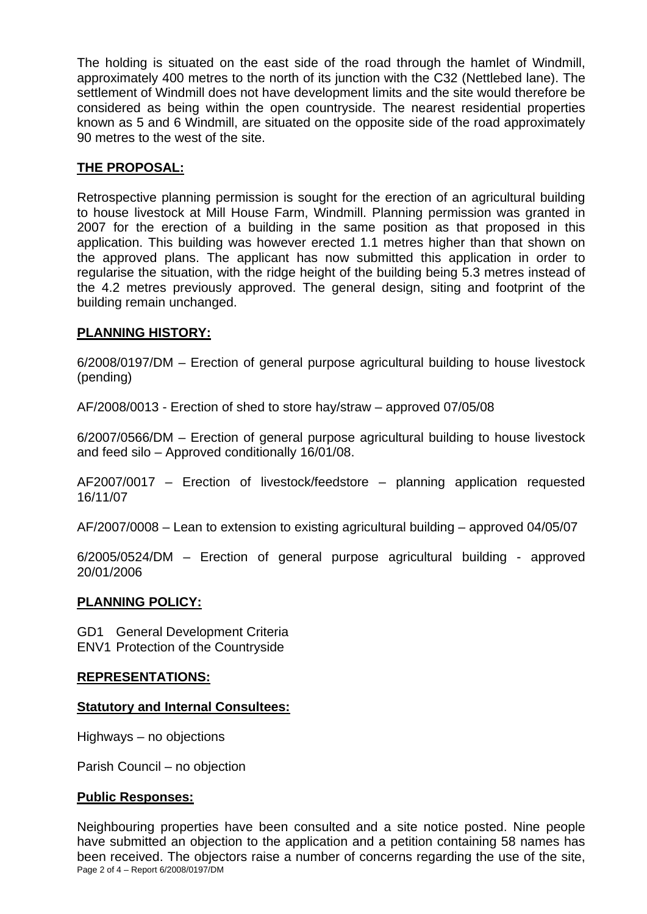The holding is situated on the east side of the road through the hamlet of Windmill, approximately 400 metres to the north of its junction with the C32 (Nettlebed lane). The settlement of Windmill does not have development limits and the site would therefore be considered as being within the open countryside. The nearest residential properties known as 5 and 6 Windmill, are situated on the opposite side of the road approximately 90 metres to the west of the site.

## THE PROPOSAL:

Retrospective planning permission is sought for the erection of an agricultural building to house livestock at Mill House Farm, Windmill. Planning permission was granted in 2007 for the erection of a building in the same position as that proposed in this application. This building was however erected 1.1 metres higher than that shown on the approved plans. The applicant has now submitted this application in order to regularise the situation, with the ridge height of the building being 5.3 metres instead of the 4.2 metres previously approved. The general design, siting and footprint of the building remain unchanged.

## PLANNING HISTORY:

6/2008/0197/DM – Erection of general purpose agricultural building to house livestock (pending)

AF/2008/0013 - Erection of shed to store hay/straw – approved 07/05/08

6/2007/0566/DM – Erection of general purpose agricultural building to house livestock and feed silo – Approved conditionally 16/01/08.

AF2007/0017 – Erection of livestock/feedstore – planning application requested 16/11/07

AF/2007/0008 – Lean to extension to existing agricultural building – approved 04/05/07

6/2005/0524/DM – Erection of general purpose agricultural building - approved 20/01/2006

## PLANNING POLICY:

GD1 General Development Criteria
ENV1 Protection of the Countryside

## REPRESENTATIONS:

### Statutory and Internal Consultees:

Highways – no objections

Parish Council – no objection

### Public Responses:

Neighbouring properties have been consulted and a site notice posted. Nine people have submitted an objection to the application and a petition containing 58 names has been received. The objectors raise a number of concerns regarding the use of the site,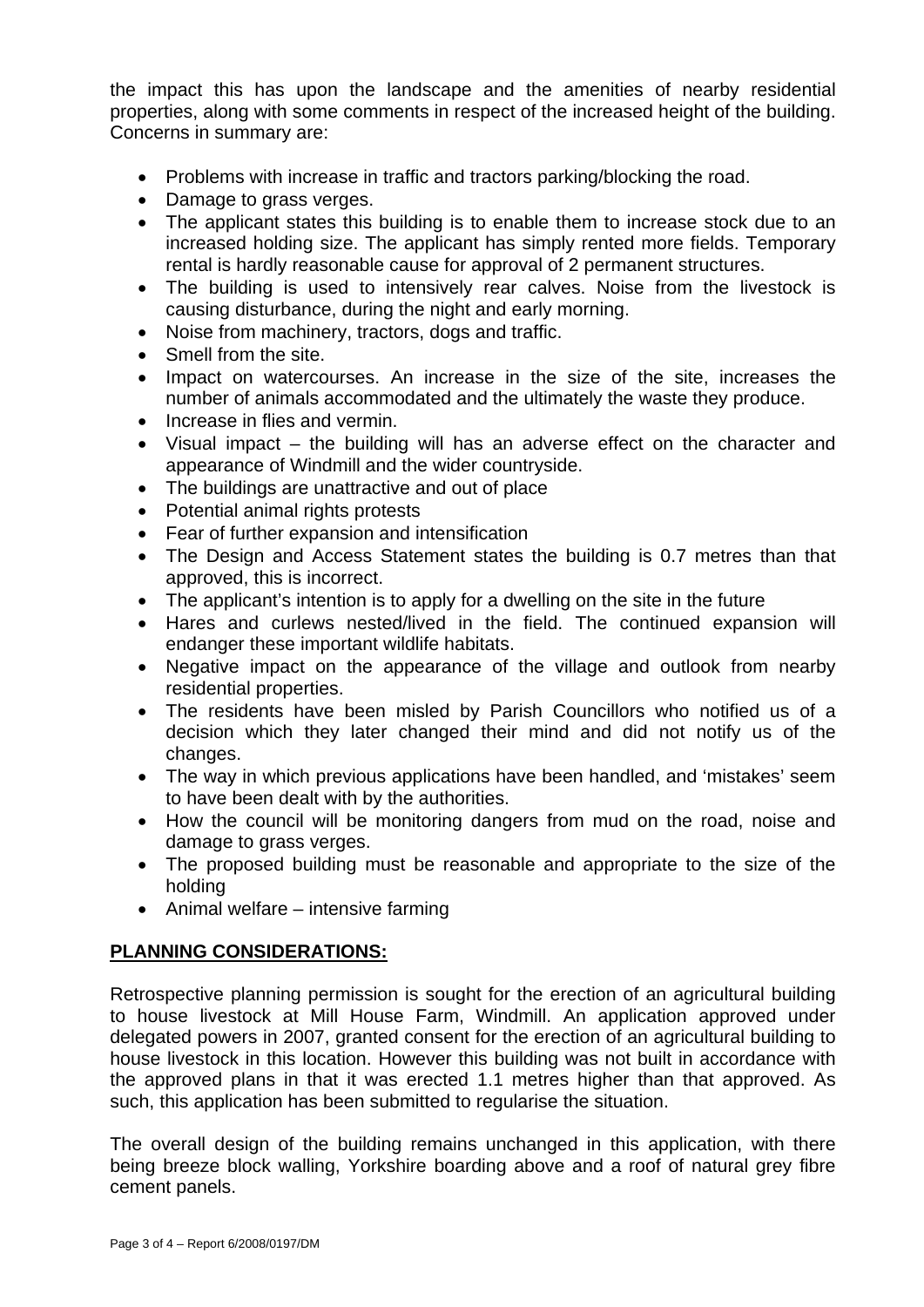the impact this has upon the landscape and the amenities of nearby residential properties, along with some comments in respect of the increased height of the building. Concerns in summary are:

- Problems with increase in traffic and tractors parking/blocking the road.
- Damage to grass verges.
- The applicant states this building is to enable them to increase stock due to an increased holding size. The applicant has simply rented more fields. Temporary rental is hardly reasonable cause for approval of 2 permanent structures.
- The building is used to intensively rear calves. Noise from the livestock is causing disturbance, during the night and early morning.
- Noise from machinery, tractors, dogs and traffic.
- Smell from the site.
- Impact on watercourses. An increase in the size of the site, increases the number of animals accommodated and the ultimately the waste they produce.
- Increase in flies and vermin.
- Visual impact – the building will has an adverse effect on the character and appearance of Windmill and the wider countryside.
- The buildings are unattractive and out of place
- Potential animal rights protests
- Fear of further expansion and intensification
- The Design and Access Statement states the building is 0.7 metres than that approved, this is incorrect.
- The applicant's intention is to apply for a dwelling on the site in the future
- Hares and curlews nested/lived in the field. The continued expansion will endanger these important wildlife habitats.
- Negative impact on the appearance of the village and outlook from nearby residential properties.
- The residents have been misled by Parish Councillors who notified us of a decision which they later changed their mind and did not notify us of the changes.
- The way in which previous applications have been handled, and 'mistakes' seem to have been dealt with by the authorities.
- How the council will be monitoring dangers from mud on the road, noise and damage to grass verges.
- The proposed building must be reasonable and appropriate to the size of the holding
- Animal welfare – intensive farming

## PLANNING CONSIDERATIONS:

Retrospective planning permission is sought for the erection of an agricultural building to house livestock at Mill House Farm, Windmill. An application approved under delegated powers in 2007, granted consent for the erection of an agricultural building to house livestock in this location. However this building was not built in accordance with the approved plans in that it was erected 1.1 metres higher than that approved. As such, this application has been submitted to regularise the situation.

The overall design of the building remains unchanged in this application, with there being breeze block walling, Yorkshire boarding above and a roof of natural grey fibre cement panels.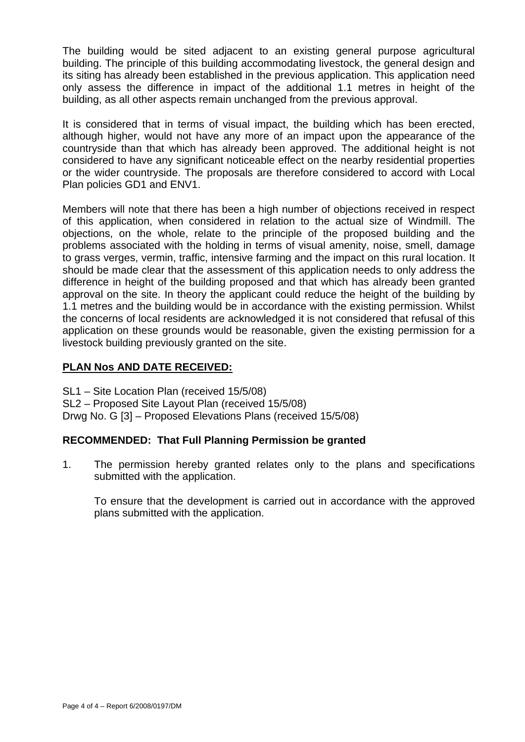The building would be sited adjacent to an existing general purpose agricultural building. The principle of this building accommodating livestock, the general design and its siting has already been established in the previous application. This application need only assess the difference in impact of the additional 1.1 metres in height of the building, as all other aspects remain unchanged from the previous approval.

It is considered that in terms of visual impact, the building which has been erected, although higher, would not have any more of an impact upon the appearance of the countryside than that which has already been approved. The additional height is not considered to have any significant noticeable effect on the nearby residential properties or the wider countryside. The proposals are therefore considered to accord with Local Plan policies GD1 and ENV1.

Members will note that there has been a high number of objections received in respect of this application, when considered in relation to the actual size of Windmill. The objections, on the whole, relate to the principle of the proposed building and the problems associated with the holding in terms of visual amenity, noise, smell, damage to grass verges, vermin, traffic, intensive farming and the impact on this rural location. It should be made clear that the assessment of this application needs to only address the difference in height of the building proposed and that which has already been granted approval on the site. In theory the applicant could reduce the height of the building by 1.1 metres and the building would be in accordance with the existing permission. Whilst the concerns of local residents are acknowledged it is not considered that refusal of this application on these grounds would be reasonable, given the existing permission for a livestock building previously granted on the site.

## PLAN Nos AND DATE RECEIVED:

SL1 – Site Location Plan (received 15/5/08)
SL2 – Proposed Site Layout Plan (received 15/5/08)
Drwg No. G [3] – Proposed Elevations Plans (received 15/5/08)

## RECOMMENDED: That Full Planning Permission be granted

1. The permission hereby granted relates only to the plans and specifications submitted with the application.

   To ensure that the development is carried out in accordance with the approved plans submitted with the application.